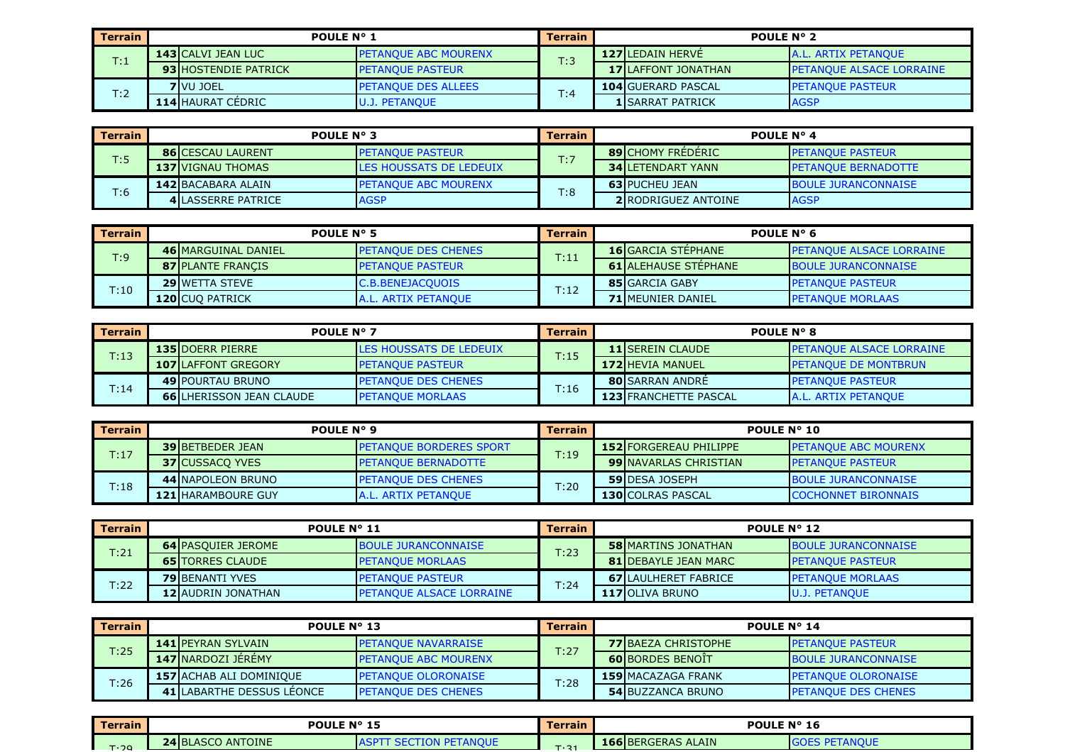| Terrain | POULE N° 1 | | | Terrain | POULE N° 2 | | |
|---|---|---|---|---|---|---|---|
| T:1 | 143 | CALVI JEAN LUC | PETANQUE ABC MOURENX | T:3 | 127 | LEDAIN HERVÉ | A.L. ARTIX PETANQUE |
| | 93 | HOSTENDIE PATRICK | PETANQUE PASTEUR | | 17 | LAFFONT JONATHAN | PETANQUE ALSACE LORRAINE |
| T:2 | 7 | VU JOEL | PETANQUE DES ALLEES | T:4 | 104 | GUERARD PASCAL | PETANQUE PASTEUR |
| | 114 | HAURAT CÉDRIC | U.J. PETANQUE | | 1 | SARRAT PATRICK | AGSP |

| Terrain | POULE N° 3 | | | Terrain | POULE N° 4 | | |
|---|---|---|---|---|---|---|---|
| T:5 | 86 | CESCAU LAURENT | PETANQUE PASTEUR | T:7 | 89 | CHOMY FRÉDÉRIC | PETANQUE PASTEUR |
| | 137 | VIGNAU THOMAS | LES HOUSSATS DE LEDEUIX | | 34 | LETENDART YANN | PETANQUE BERNADOTTE |
| T:6 | 142 | BACABARA ALAIN | PETANQUE ABC MOURENX | T:8 | 63 | PUCHEU JEAN | BOULE JURANCONNAISE |
| | 4 | LASSERRE PATRICE | AGSP | | 2 | RODRIGUEZ ANTOINE | AGSP |

| Terrain | POULE N° 5 | | | Terrain | POULE N° 6 | | |
|---|---|---|---|---|---|---|---|
| T:9 | 46 | MARGUINAL DANIEL | PETANQUE DES CHENES | T:11 | 16 | GARCIA STÉPHANE | PETANQUE ALSACE LORRAINE |
| | 87 | PLANTE FRANÇIS | PETANQUE PASTEUR | | 61 | ALEHAUSE STÉPHANE | BOULE JURANCONNAISE |
| T:10 | 29 | WETTA STEVE | C.B.BENEJACQUOIS | T:12 | 85 | GARCIA GABY | PETANQUE PASTEUR |
| | 120 | CUQ PATRICK | A.L. ARTIX PETANQUE | | 71 | MEUNIER DANIEL | PETANQUE MORLAAS |

| Terrain | POULE N° 7 | | | Terrain | POULE N° 8 | | |
|---|---|---|---|---|---|---|---|
| T:13 | 135 | DOERR PIERRE | LES HOUSSATS DE LEDEUIX | T:15 | 11 | SEREIN CLAUDE | PETANQUE ALSACE LORRAINE |
| | 107 | LAFFONT GREGORY | PETANQUE PASTEUR | | 172 | HEVIA MANUEL | PETANQUE DE MONTBRUN |
| T:14 | 49 | POURTAU BRUNO | PETANQUE DES CHENES | T:16 | 80 | SARRAN ANDRÉ | PETANQUE PASTEUR |
| | 66 | LHERISSON JEAN CLAUDE | PETANQUE MORLAAS | | 123 | FRANCHETTE PASCAL | A.L. ARTIX PETANQUE |

| Terrain | POULE N° 9 | | | Terrain | POULE N° 10 | | |
|---|---|---|---|---|---|---|---|
| T:17 | 39 | BETBEDER JEAN | PETANQUE BORDERES SPORT | T:19 | 152 | FORGEREAU PHILIPPE | PETANQUE ABC MOURENX |
| | 37 | CUSSACQ YVES | PETANQUE BERNADOTTE | | 99 | NAVARLAS CHRISTIAN | PETANQUE PASTEUR |
| T:18 | 44 | NAPOLEON BRUNO | PETANQUE DES CHENES | T:20 | 59 | DESA JOSEPH | BOULE JURANCONNAISE |
| | 121 | HARAMBOURE GUY | A.L. ARTIX PETANQUE | | 130 | COLRAS PASCAL | COCHONNET BIRONNAIS |

| Terrain | POULE N° 11 | | | Terrain | POULE N° 12 | | |
|---|---|---|---|---|---|---|---|
| T:21 | 64 | PASQUIER JEROME | BOULE JURANCONNAISE | T:23 | 58 | MARTINS JONATHAN | BOULE JURANCONNAISE |
| | 65 | TORRES CLAUDE | PETANQUE MORLAAS | | 81 | DEBAYLE JEAN MARC | PETANQUE PASTEUR |
| T:22 | 79 | BENANTI YVES | PETANQUE PASTEUR | T:24 | 67 | LAULHERET FABRICE | PETANQUE MORLAAS |
| | 12 | AUDRIN JONATHAN | PETANQUE ALSACE LORRAINE | | 117 | OLIVA BRUNO | U.J. PETANQUE |

| Terrain | POULE N° 13 | | | Terrain | POULE N° 14 | | |
|---|---|---|---|---|---|---|---|
| T:25 | 141 | PEYRAN SYLVAIN | PETANQUE NAVARRAISE | T:27 | 77 | BAEZA CHRISTOPHE | PETANQUE PASTEUR |
| | 147 | NARDOZI JÉRÉMY | PETANQUE ABC MOURENX | | 60 | BORDES BENOÎT | BOULE JURANCONNAISE |
| T:26 | 157 | ACHAB ALI DOMINIQUE | PETANQUE OLORONAISE | T:28 | 159 | MACAZAGA FRANK | PETANQUE OLORONAISE |
| | 41 | LABARTHE DESSUS LÉONCE | PETANQUE DES CHENES | | 54 | BUZZANCA BRUNO | PETANQUE DES CHENES |

| Terrain | POULE N° 15 | | | Terrain | POULE N° 16 | | |
|---|---|---|---|---|---|---|---|
| T:29 | 24 | BLASCO ANTOINE | ASPTT SECTION PETANQUE | T:31 | 166 | BERGERAS ALAIN | GOES PETANQUE |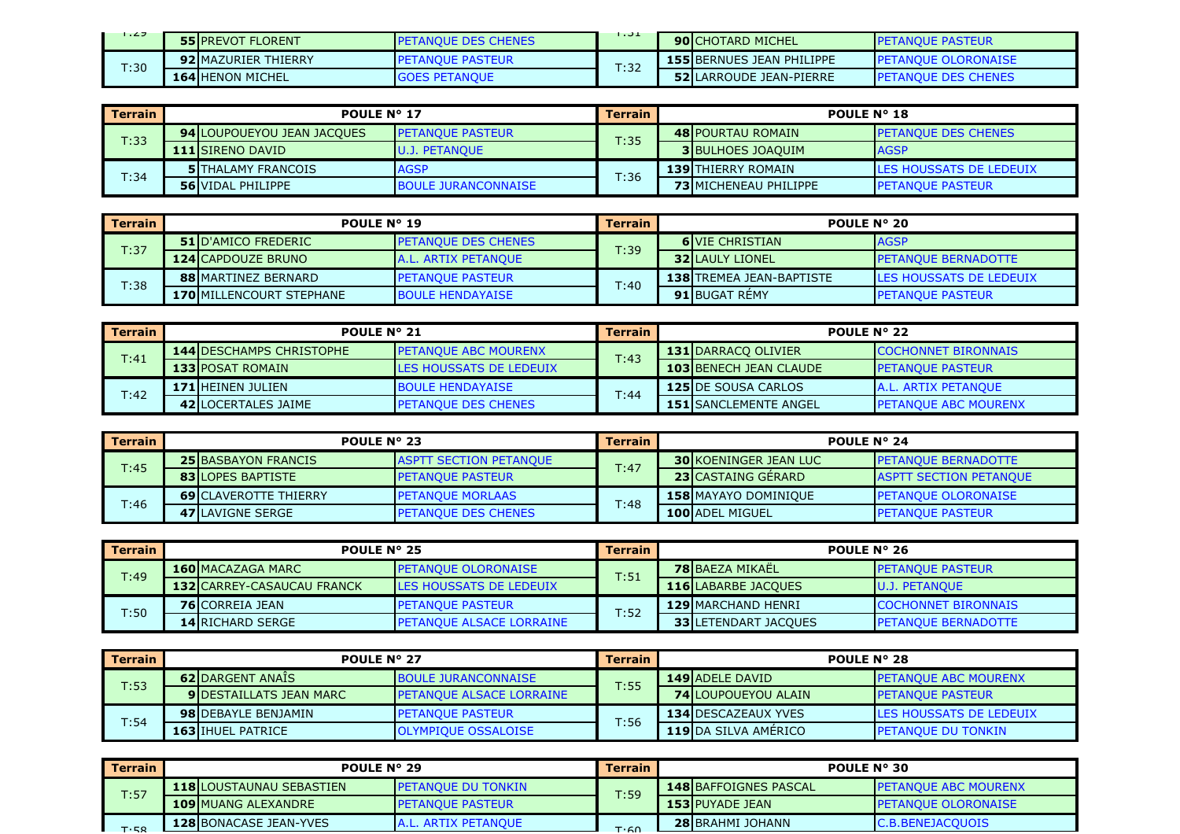| Terrain | | | | Terrain | | | |
|---|---|---|---|---|---|---|---|
| T:29 | 55 | PREVOT FLORENT | PETANQUE DES CHENES | T:31 | 90 | CHOTARD MICHEL | PETANQUE PASTEUR |
| T:30 | 92 | MAZURIER THIERRY | PETANQUE PASTEUR | T:32 | 155 | BERNUES JEAN PHILIPPE | PETANQUE OLORONAISE |
| | 164 | HENON MICHEL | GOES PETANQUE | | 52 | LARROUDE JEAN-PIERRE | PETANQUE DES CHENES |

| Terrain | POULE N° 17 | | | Terrain | POULE N° 18 | | |
|---|---|---|---|---|---|---|---|
| T:33 | 94 | LOUPOUEYOU JEAN JACQUES | PETANQUE PASTEUR | T:35 | 48 | POURTAU ROMAIN | PETANQUE DES CHENES |
| | 111 | SIRENO DAVID | U.J. PETANQUE | | 3 | BULHOES JOAQUIM | AGSP |
| T:34 | 5 | THALAMY FRANCOIS | AGSP | T:36 | 139 | THIERRY ROMAIN | LES HOUSSATS DE LEDEUIX |
| | 56 | VIDAL PHILIPPE | BOULE JURANCONNAISE | | 73 | MICHENEAU PHILIPPE | PETANQUE PASTEUR |

| Terrain | POULE N° 19 | | | Terrain | POULE N° 20 | | |
|---|---|---|---|---|---|---|---|
| T:37 | 51 | D'AMICO FREDERIC | PETANQUE DES CHENES | T:39 | 6 | VIE CHRISTIAN | AGSP |
| | 124 | CAPDOUZE BRUNO | A.L. ARTIX PETANQUE | | 32 | LAULY LIONEL | PETANQUE BERNADOTTE |
| T:38 | 88 | MARTINEZ BERNARD | PETANQUE PASTEUR | T:40 | 138 | TREMEA JEAN-BAPTISTE | LES HOUSSATS DE LEDEUIX |
| | 170 | MILLENCOURT STEPHANE | BOULE HENDAYAISE | | 91 | BUGAT RÉMY | PETANQUE PASTEUR |

| Terrain | POULE N° 21 | | | Terrain | POULE N° 22 | | |
|---|---|---|---|---|---|---|---|
| T:41 | 144 | DESCHAMPS CHRISTOPHE | PETANQUE ABC MOURENX | T:43 | 131 | DARRACQ OLIVIER | COCHONNET BIRONNAIS |
| | 133 | POSAT ROMAIN | LES HOUSSATS DE LEDEUIX | | 103 | BENECH JEAN CLAUDE | PETANQUE PASTEUR |
| T:42 | 171 | HEINEN JULIEN | BOULE HENDAYAISE | T:44 | 125 | DE SOUSA CARLOS | A.L. ARTIX PETANQUE |
| | 42 | LOCERTALES JAIME | PETANQUE DES CHENES | | 151 | SANCLEMENTE ANGEL | PETANQUE ABC MOURENX |

| Terrain | POULE N° 23 | | | Terrain | POULE N° 24 | | |
|---|---|---|---|---|---|---|---|
| T:45 | 25 | BASBAYON FRANCIS | ASPTT SECTION PETANQUE | T:47 | 30 | KOENINGER JEAN LUC | PETANQUE BERNADOTTE |
| | 83 | LOPES BAPTISTE | PETANQUE PASTEUR | | 23 | CASTAING GÉRARD | ASPTT SECTION PETANQUE |
| T:46 | 69 | CLAVEROTTE THIERRY | PETANQUE MORLAAS | T:48 | 158 | MAYAYO DOMINIQUE | PETANQUE OLORONAISE |
| | 47 | LAVIGNE SERGE | PETANQUE DES CHENES | | 100 | ADEL MIGUEL | PETANQUE PASTEUR |

| Terrain | POULE N° 25 | | | Terrain | POULE N° 26 | | |
|---|---|---|---|---|---|---|---|
| T:49 | 160 | MACAZAGA MARC | PETANQUE OLORONAISE | T:51 | 78 | BAEZA MIKAËL | PETANQUE PASTEUR |
| | 132 | CARREY-CASAUCAU FRANCK | LES HOUSSATS DE LEDEUIX | | 116 | LABARBE JACQUES | U.J. PETANQUE |
| T:50 | 76 | CORREIA JEAN | PETANQUE PASTEUR | T:52 | 129 | MARCHAND HENRI | COCHONNET BIRONNAIS |
| | 14 | RICHARD SERGE | PETANQUE ALSACE LORRAINE | | 33 | LETENDART JACQUES | PETANQUE BERNADOTTE |

| Terrain | POULE N° 27 | | | Terrain | POULE N° 28 | | |
|---|---|---|---|---|---|---|---|
| T:53 | 62 | DARGENT ANAÎS | BOULE JURANCONNAISE | T:55 | 149 | ADELE DAVID | PETANQUE ABC MOURENX |
| | 9 | DESTAILLATS JEAN MARC | PETANQUE ALSACE LORRAINE | | 74 | LOUPOUEYOU ALAIN | PETANQUE PASTEUR |
| T:54 | 98 | DEBAYLE BENJAMIN | PETANQUE PASTEUR | T:56 | 134 | DESCAZEAUX YVES | LES HOUSSATS DE LEDEUIX |
| | 163 | IHUEL PATRICE | OLYMPIQUE OSSALOISE | | 119 | DA SILVA AMÉRICO | PETANQUE DU TONKIN |

| Terrain | POULE N° 29 | | | Terrain | POULE N° 30 | | |
|---|---|---|---|---|---|---|---|
| T:57 | 118 | LOUSTAUNAU SEBASTIEN | PETANQUE DU TONKIN | T:59 | 148 | BAFFOIGNES PASCAL | PETANQUE ABC MOURENX |
| | 109 | MUANG ALEXANDRE | PETANQUE PASTEUR | | 153 | PUYADE JEAN | PETANQUE OLORONAISE |
| T:58 | 128 | BONACASE JEAN-YVES | A.L. ARTIX PETANQUE | T:60 | 28 | BRAHMI JOHANN | C.B.BENEJACQUOIS |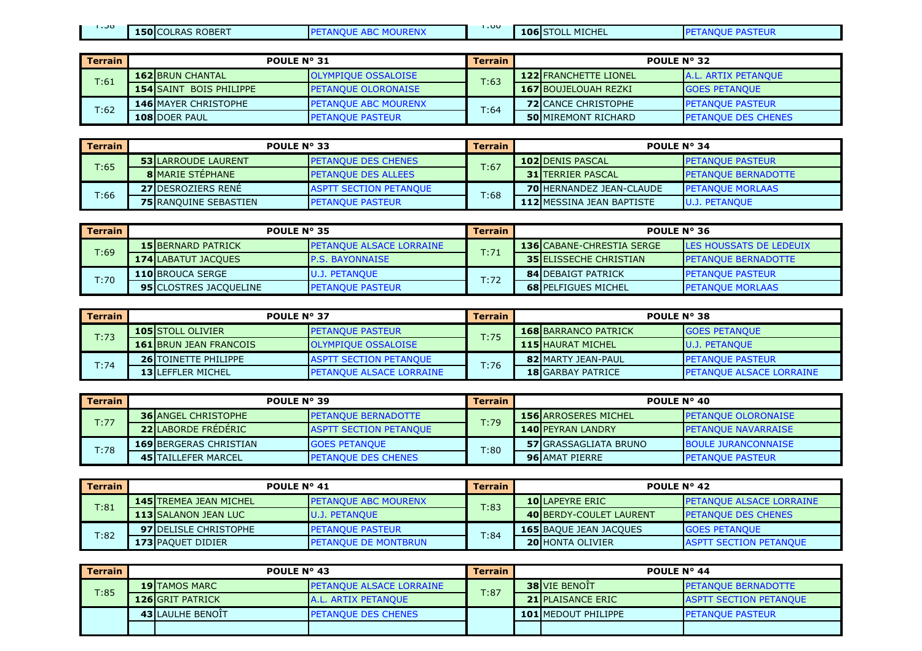| | | | | | | |
|---|---|---|---|---|---|---|
| T:58 | 150 | COLRAS ROBERT | PETANQUE ABC MOURENX | T:60 | 106 | STOLL MICHEL | PETANQUE PASTEUR |

| Terrain | POULE N° 31 | | | Terrain | POULE N° 32 | | |
|---|---|---|---|---|---|---|---|
| T:61 | 162 | BRUN CHANTAL | OLYMPIQUE OSSALOISE | T:63 | 122 | FRANCHETTE LIONEL | A.L. ARTIX PETANQUE |
| | 154 | SAINT BOIS PHILIPPE | PETANQUE OLORONAISE | | 167 | BOUJELOUAH REZKI | GOES PETANQUE |
| T:62 | 146 | MAYER CHRISTOPHE | PETANQUE ABC MOURENX | T:64 | 72 | CANCE CHRISTOPHE | PETANQUE PASTEUR |
| | 108 | DOER PAUL | PETANQUE PASTEUR | | 50 | MIREMONT RICHARD | PETANQUE DES CHENES |

| Terrain | POULE N° 33 | | | Terrain | POULE N° 34 | | |
|---|---|---|---|---|---|---|---|
| T:65 | 53 | LARROUDE LAURENT | PETANQUE DES CHENES | T:67 | 102 | DENIS PASCAL | PETANQUE PASTEUR |
| | 8 | MARIE STÉPHANE | PETANQUE DES ALLEES | | 31 | TERRIER PASCAL | PETANQUE BERNADOTTE |
| T:66 | 27 | DESROZIERS RENÉ | ASPTT SECTION PETANQUE | T:68 | 70 | HERNANDEZ JEAN-CLAUDE | PETANQUE MORLAAS |
| | 75 | RANQUINE SEBASTIEN | PETANQUE PASTEUR | | 112 | MESSINA JEAN BAPTISTE | U.J. PETANQUE |

| Terrain | POULE N° 35 | | | Terrain | POULE N° 36 | | |
|---|---|---|---|---|---|---|---|
| T:69 | 15 | BERNARD PATRICK | PETANQUE ALSACE LORRAINE | T:71 | 136 | CABANE-CHRESTIA SERGE | LES HOUSSATS DE LEDEUIX |
| | 174 | LABATUT JACQUES | P.S. BAYONNAISE | | 35 | ELISSECHE CHRISTIAN | PETANQUE BERNADOTTE |
| T:70 | 110 | BROUCA SERGE | U.J. PETANQUE | T:72 | 84 | DEBAIGT PATRICK | PETANQUE PASTEUR |
| | 95 | CLOSTRES JACQUELINE | PETANQUE PASTEUR | | 68 | PELFIGUES MICHEL | PETANQUE MORLAAS |

| Terrain | POULE N° 37 | | | Terrain | POULE N° 38 | | |
|---|---|---|---|---|---|---|---|
| T:73 | 105 | STOLL OLIVIER | PETANQUE PASTEUR | T:75 | 168 | BARRANCO PATRICK | GOES PETANQUE |
| | 161 | BRUN JEAN FRANCOIS | OLYMPIQUE OSSALOISE | | 115 | HAURAT MICHEL | U.J. PETANQUE |
| T:74 | 26 | TOINETTE PHILIPPE | ASPTT SECTION PETANQUE | T:76 | 82 | MARTY JEAN-PAUL | PETANQUE PASTEUR |
| | 13 | LEFFLER MICHEL | PETANQUE ALSACE LORRAINE | | 18 | GARBAY PATRICE | PETANQUE ALSACE LORRAINE |

| Terrain | POULE N° 39 | | | Terrain | POULE N° 40 | | |
|---|---|---|---|---|---|---|---|
| T:77 | 36 | ANGEL CHRISTOPHE | PETANQUE BERNADOTTE | T:79 | 156 | ARROSERES MICHEL | PETANQUE OLORONAISE |
| | 22 | LABORDE FRÉDÉRIC | ASPTT SECTION PETANQUE | | 140 | PEYRAN LANDRY | PETANQUE NAVARRAISE |
| T:78 | 169 | BERGERAS CHRISTIAN | GOES PETANQUE | T:80 | 57 | GRASSAGLIATA BRUNO | BOULE JURANCONNAISE |
| | 45 | TAILLEFER MARCEL | PETANQUE DES CHENES | | 96 | AMAT PIERRE | PETANQUE PASTEUR |

| Terrain | POULE N° 41 | | | Terrain | POULE N° 42 | | |
|---|---|---|---|---|---|---|---|
| T:81 | 145 | TREMEA JEAN MICHEL | PETANQUE ABC MOURENX | T:83 | 10 | LAPEYRE ERIC | PETANQUE ALSACE LORRAINE |
| | 113 | SALANON JEAN LUC | U.J. PETANQUE | | 40 | BERDY-COULET LAURENT | PETANQUE DES CHENES |
| T:82 | 97 | DELISLE CHRISTOPHE | PETANQUE PASTEUR | T:84 | 165 | BAQUE JEAN JACQUES | GOES PETANQUE |
| | 173 | PAQUET DIDIER | PETANQUE DE MONTBRUN | | 20 | HONTA OLIVIER | ASPTT SECTION PETANQUE |

| Terrain | POULE N° 43 | | | Terrain | POULE N° 44 | | |
|---|---|---|---|---|---|---|---|
| T:85 | 19 | TAMOS MARC | PETANQUE ALSACE LORRAINE | T:87 | 38 | VIE BENOÎT | PETANQUE BERNADOTTE |
| | 126 | GRIT PATRICK | A.L. ARTIX PETANQUE | | 21 | PLAISANCE ERIC | ASPTT SECTION PETANQUE |
| | 43 | LAULHE BENOÎT | PETANQUE DES CHENES | | 101 | MEDOUT PHILIPPE | PETANQUE PASTEUR |
| | | | | | | | |